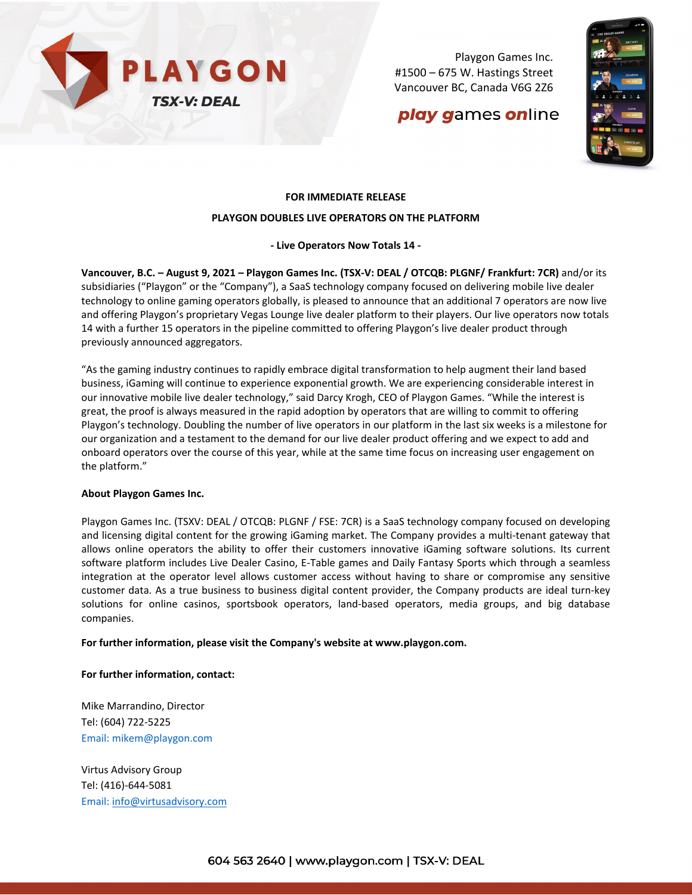PLAYGON

TSX-V: DEAL

Playgon Games Inc.
#1500 – 675 W. Hastings Street
Vancouver BC, Canada V6G 2Z6

**play games online**

**FOR IMMEDIATE RELEASE**

# PLAYGON DOUBLES LIVE OPERATORS ON THE PLATFORM

**- Live Operators Now Totals 14 -**

**Vancouver, B.C. – August 9, 2021 – Playgon Games Inc. (TSX-V: DEAL / OTCQB: PLGNF/ Frankfurt: 7CR)** and/or its subsidiaries ("Playgon" or the "Company"), a SaaS technology company focused on delivering mobile live dealer technology to online gaming operators globally, is pleased to announce that an additional 7 operators are now live and offering Playgon's proprietary Vegas Lounge live dealer platform to their players. Our live operators now totals 14 with a further 15 operators in the pipeline committed to offering Playgon's live dealer product through previously announced aggregators.

"As the gaming industry continues to rapidly embrace digital transformation to help augment their land based business, iGaming will continue to experience exponential growth. We are experiencing considerable interest in our innovative mobile live dealer technology," said Darcy Krogh, CEO of Playgon Games. "While the interest is great, the proof is always measured in the rapid adoption by operators that are willing to commit to offering Playgon's technology. Doubling the number of live operators in our platform in the last six weeks is a milestone for our organization and a testament to the demand for our live dealer product offering and we expect to add and onboard operators over the course of this year, while at the same time focus on increasing user engagement on the platform."

**About Playgon Games Inc.**

Playgon Games Inc. (TSXV: DEAL / OTCQB: PLGNF / FSE: 7CR) is a SaaS technology company focused on developing and licensing digital content for the growing iGaming market. The Company provides a multi-tenant gateway that allows online operators the ability to offer their customers innovative iGaming software solutions. Its current software platform includes Live Dealer Casino, E-Table games and Daily Fantasy Sports which through a seamless integration at the operator level allows customer access without having to share or compromise any sensitive customer data. As a true business to business digital content provider, the Company products are ideal turn-key solutions for online casinos, sportsbook operators, land-based operators, media groups, and big database companies.

**For further information, please visit the Company's website at www.playgon.com.**

**For further information, contact:**

Mike Marrandino, Director
Tel: (604) 722-5225
Email: mikem@playgon.com

Virtus Advisory Group
Tel: (416)-644-5081
Email: info@virtusadvisory.com

604 563 2640 | www.playgon.com | TSX-V: DEAL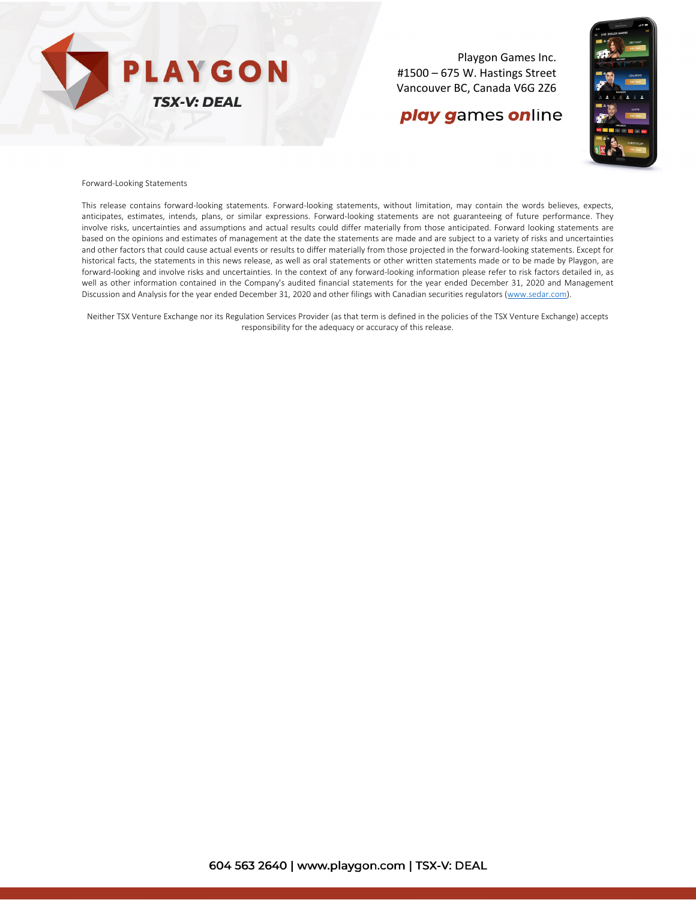Forward-Looking Statements

This release contains forward-looking statements. Forward-looking statements, without limitation, may contain the words believes, expects, anticipates, estimates, intends, plans, or similar expressions. Forward-looking statements are not guaranteeing of future performance. They involve risks, uncertainties and assumptions and actual results could differ materially from those anticipated. Forward looking statements are based on the opinions and estimates of management at the date the statements are made and are subject to a variety of risks and uncertainties and other factors that could cause actual events or results to differ materially from those projected in the forward-looking statements. Except for historical facts, the statements in this news release, as well as oral statements or other written statements made or to be made by Playgon, are forward-looking and involve risks and uncertainties. In the context of any forward-looking information please refer to risk factors detailed in, as well as other information contained in the Company's audited financial statements for the year ended December 31, 2020 and Management Discussion and Analysis for the year ended December 31, 2020 and other filings with Canadian securities regulators (www.sedar.com).

Neither TSX Venture Exchange nor its Regulation Services Provider (as that term is defined in the policies of the TSX Venture Exchange) accepts responsibility for the adequacy or accuracy of this release.